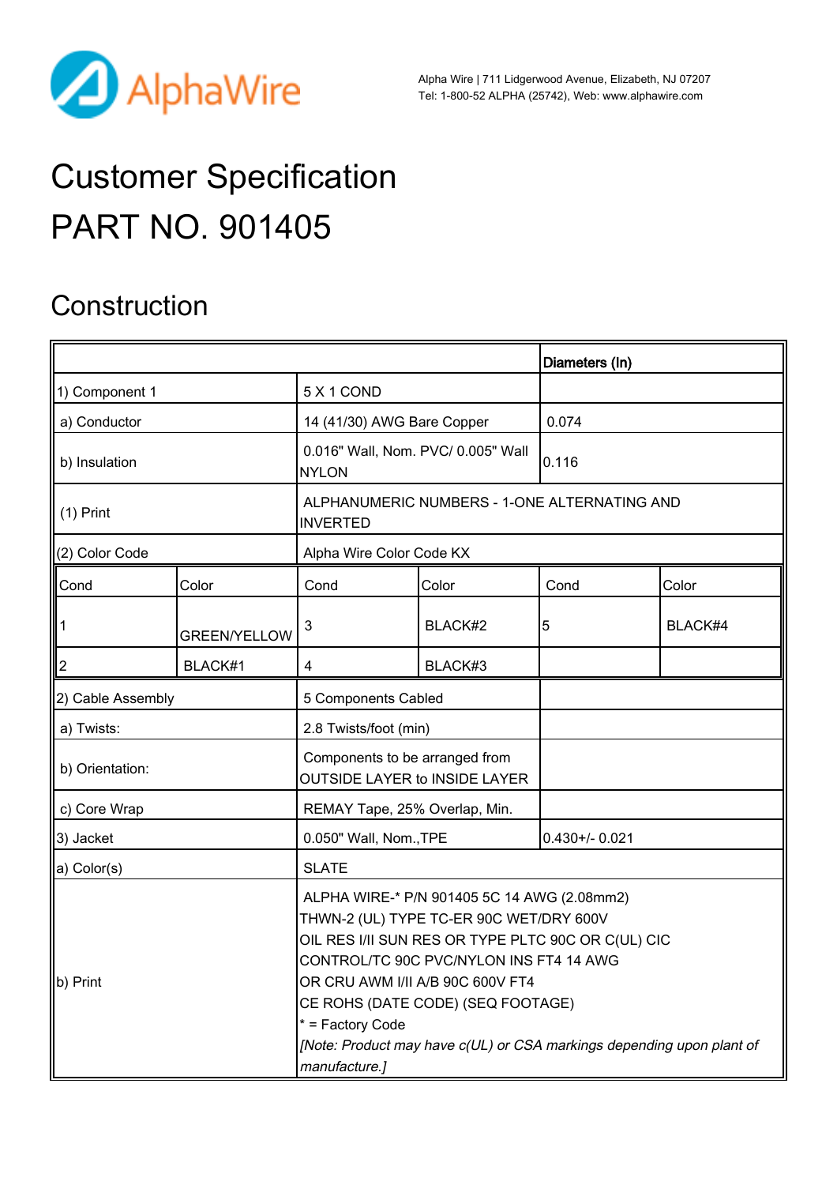AlphaWire

Alpha Wire | 711 Lidgerwood Avenue, Elizabeth, NJ 07207
Tel: 1-800-52 ALPHA (25742), Web: www.alphawire.com

# Customer Specification

# PART NO. 901405

## Construction

| | | Diameters (In) |
|---|---|---|
| 1) Component 1 | 5 X 1 COND | |
| a) Conductor | 14 (41/30) AWG Bare Copper | 0.074 |
| b) Insulation | 0.016" Wall, Nom. PVC/ 0.005" Wall NYLON | 0.116 |
| (1) Print | ALPHANUMERIC NUMBERS - 1-ONE ALTERNATING AND INVERTED | |
| (2) Color Code | Alpha Wire Color Code KX | |

| Cond | Color | Cond | Color | Cond | Color |
|---|---|---|---|---|---|
| 1 | GREEN/YELLOW | 3 | BLACK#2 | 5 | BLACK#4 |
| 2 | BLACK#1 | 4 | BLACK#3 | | |

| | | |
|---|---|---|
| 2) Cable Assembly | 5 Components Cabled | |
| a) Twists: | 2.8 Twists/foot (min) | |
| b) Orientation: | Components to be arranged from OUTSIDE LAYER to INSIDE LAYER | |
| c) Core Wrap | REMAY Tape, 25% Overlap, Min. | |
| 3) Jacket | 0.050" Wall, Nom.,TPE | 0.430+/- 0.021 |
| a) Color(s) | SLATE | |
| b) Print | ALPHA WIRE-* P/N 901405 5C 14 AWG (2.08mm2) THWN-2 (UL) TYPE TC-ER 90C WET/DRY 600V OIL RES I/II SUN RES OR TYPE PLTC 90C OR C(UL) CIC CONTROL/TC 90C PVC/NYLON INS FT4 14 AWG OR CRU AWM I/II A/B 90C 600V FT4 CE ROHS (DATE CODE) (SEQ FOOTAGE) * = Factory Code *[Note: Product may have c(UL) or CSA markings depending upon plant of manufacture.]* | |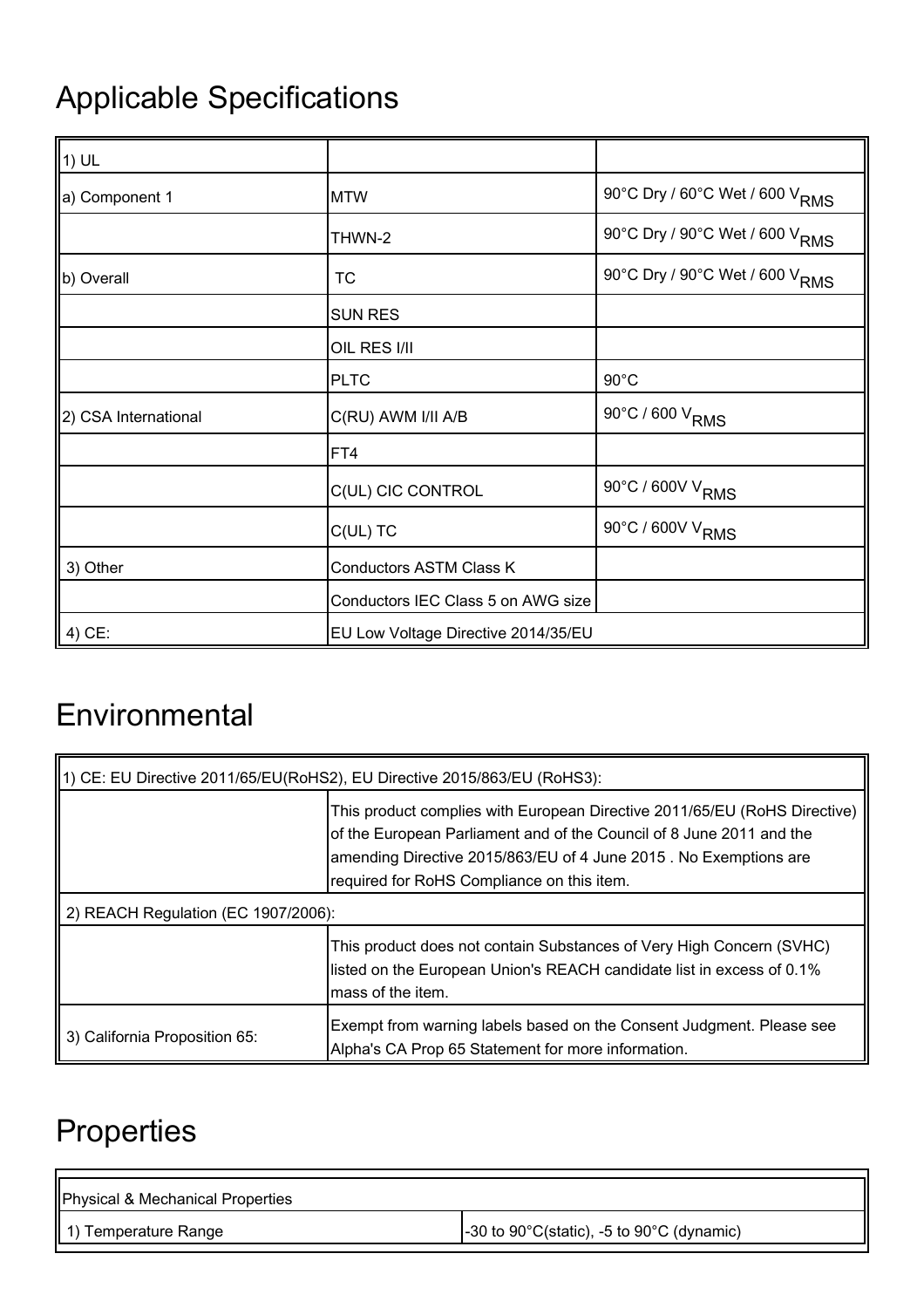# Applicable Specifications

| 1) UL | | |
|---|---|---|
| a) Component 1 | MTW | 90°C Dry / 60°C Wet / 600 $V_{RMS}$ |
| | THWN-2 | 90°C Dry / 90°C Wet / 600 $V_{RMS}$ |
| b) Overall | TC | 90°C Dry / 90°C Wet / 600 $V_{RMS}$ |
| | SUN RES | |
| | OIL RES I/II | |
| | PLTC | 90°C |
| 2) CSA International | C(RU) AWM I/II A/B | 90°C / 600 $V_{RMS}$ |
| | FT4 | |
| | C(UL) CIC CONTROL | 90°C / 600V $V_{RMS}$ |
| | C(UL) TC | 90°C / 600V $V_{RMS}$ |
| 3) Other | Conductors ASTM Class K | |
| | Conductors IEC Class 5 on AWG size | |
| 4) CE: | EU Low Voltage Directive 2014/35/EU | |

# Environmental

| 1) CE: EU Directive 2011/65/EU(RoHS2), EU Directive 2015/863/EU (RoHS3): | |
|---|---|
| | This product complies with European Directive 2011/65/EU (RoHS Directive) of the European Parliament and of the Council of 8 June 2011 and the amending Directive 2015/863/EU of 4 June 2015 . No Exemptions are required for RoHS Compliance on this item. |
| 2) REACH Regulation (EC 1907/2006): | |
| | This product does not contain Substances of Very High Concern (SVHC) listed on the European Union's REACH candidate list in excess of 0.1% mass of the item. |
| 3) California Proposition 65: | Exempt from warning labels based on the Consent Judgment. Please see Alpha's CA Prop 65 Statement for more information. |

# Properties

| Physical & Mechanical Properties | |
|---|---|
| 1) Temperature Range | -30 to 90°C(static), -5 to 90°C (dynamic) |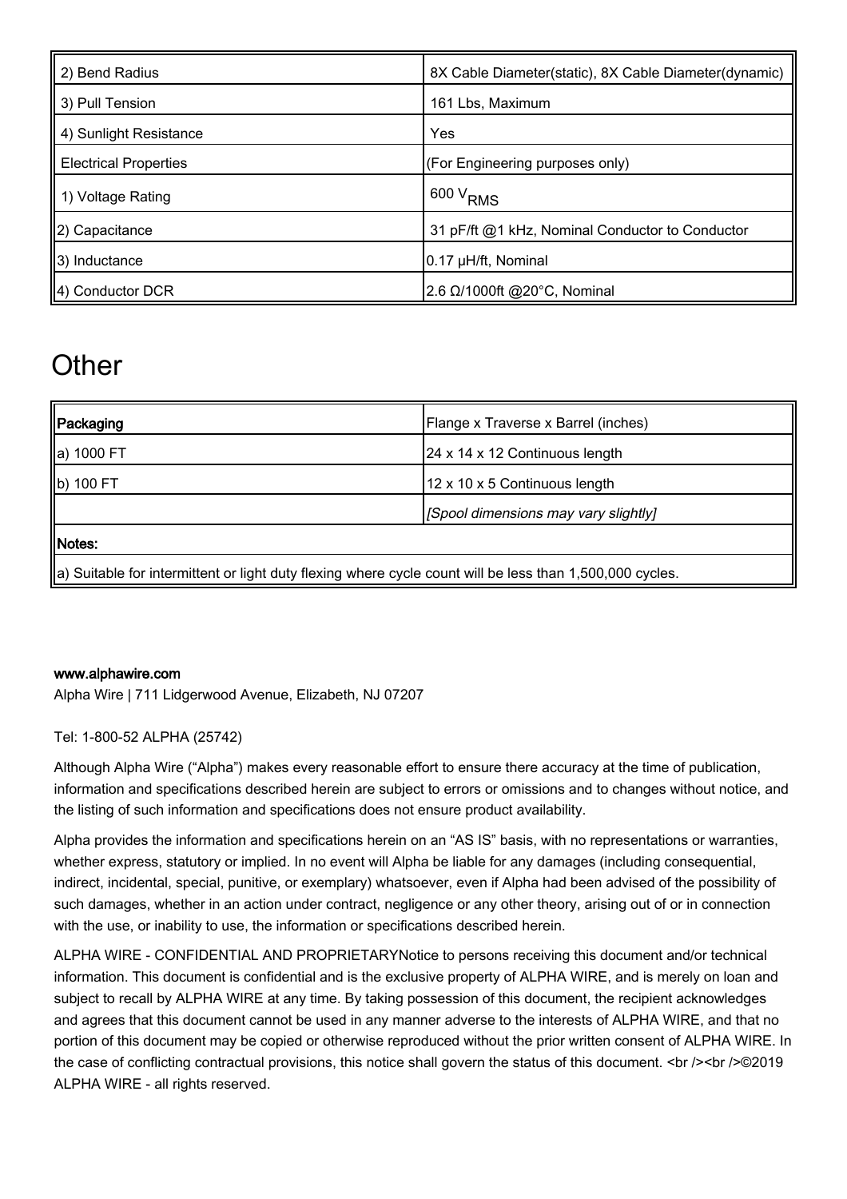| 2) Bend Radius | 8X Cable Diameter(static), 8X Cable Diameter(dynamic) |
|---|---|
| 3) Pull Tension | 161 Lbs, Maximum |
| 4) Sunlight Resistance | Yes |
| Electrical Properties | (For Engineering purposes only) |
| 1) Voltage Rating | 600 $V_{RMS}$ |
| 2) Capacitance | 31 pF/ft @1 kHz, Nominal Conductor to Conductor |
| 3) Inductance | 0.17 µH/ft, Nominal |
| 4) Conductor DCR | 2.6 Ω/1000ft @20°C, Nominal |

# Other

| **Packaging** | Flange x Traverse x Barrel (inches) |
|---|---|
| a) 1000 FT | 24 x 14 x 12 Continuous length |
| b) 100 FT | 12 x 10 x 5 Continuous length |
| | *[Spool dimensions may vary slightly]* |
| **Notes:** | |
| a) Suitable for intermittent or light duty flexing where cycle count will be less than 1,500,000 cycles. | |

**www.alphawire.com**
Alpha Wire | 711 Lidgerwood Avenue, Elizabeth, NJ 07207

Tel: 1-800-52 ALPHA (25742)

Although Alpha Wire ("Alpha") makes every reasonable effort to ensure there accuracy at the time of publication, information and specifications described herein are subject to errors or omissions and to changes without notice, and the listing of such information and specifications does not ensure product availability.

Alpha provides the information and specifications herein on an "AS IS" basis, with no representations or warranties, whether express, statutory or implied. In no event will Alpha be liable for any damages (including consequential, indirect, incidental, special, punitive, or exemplary) whatsoever, even if Alpha had been advised of the possibility of such damages, whether in an action under contract, negligence or any other theory, arising out of or in connection with the use, or inability to use, the information or specifications described herein.

ALPHA WIRE - CONFIDENTIAL AND PROPRIETARYNotice to persons receiving this document and/or technical information. This document is confidential and is the exclusive property of ALPHA WIRE, and is merely on loan and subject to recall by ALPHA WIRE at any time. By taking possession of this document, the recipient acknowledges and agrees that this document cannot be used in any manner adverse to the interests of ALPHA WIRE, and that no portion of this document may be copied or otherwise reproduced without the prior written consent of ALPHA WIRE. In the case of conflicting contractual provisions, this notice shall govern the status of this document. <br /><br />©2019 ALPHA WIRE - all rights reserved.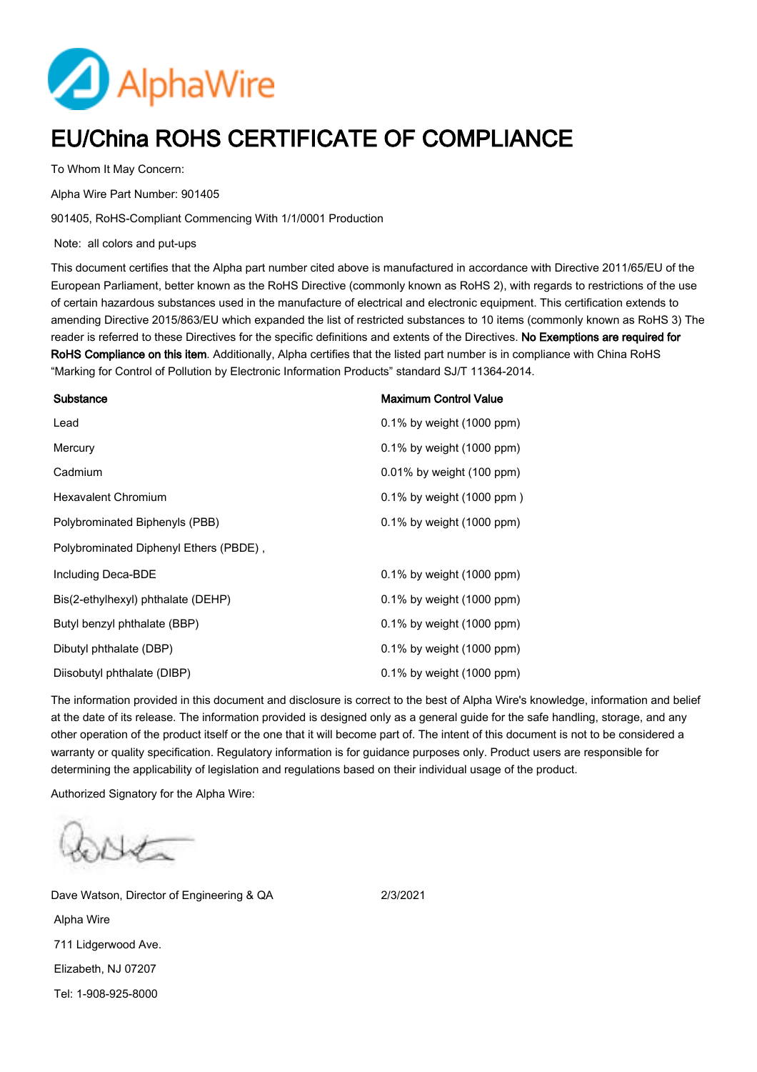AlphaWire

# EU/China ROHS CERTIFICATE OF COMPLIANCE

To Whom It May Concern:

Alpha Wire Part Number: 901405

901405, RoHS-Compliant Commencing With 1/1/0001 Production

Note: all colors and put-ups

This document certifies that the Alpha part number cited above is manufactured in accordance with Directive 2011/65/EU of the European Parliament, better known as the RoHS Directive (commonly known as RoHS 2), with regards to restrictions of the use of certain hazardous substances used in the manufacture of electrical and electronic equipment. This certification extends to amending Directive 2015/863/EU which expanded the list of restricted substances to 10 items (commonly known as RoHS 3) The reader is referred to these Directives for the specific definitions and extents of the Directives. **No Exemptions are required for RoHS Compliance on this item**. Additionally, Alpha certifies that the listed part number is in compliance with China RoHS “Marking for Control of Pollution by Electronic Information Products” standard SJ/T 11364-2014.

| Substance | Maximum Control Value |
|---|---|
| Lead | 0.1% by weight (1000 ppm) |
| Mercury | 0.1% by weight (1000 ppm) |
| Cadmium | 0.01% by weight (100 ppm) |
| Hexavalent Chromium | 0.1% by weight (1000 ppm ) |
| Polybrominated Biphenyls (PBB) | 0.1% by weight (1000 ppm) |
| Polybrominated Diphenyl Ethers (PBDE) , | |
| Including Deca-BDE | 0.1% by weight (1000 ppm) |
| Bis(2-ethylhexyl) phthalate (DEHP) | 0.1% by weight (1000 ppm) |
| Butyl benzyl phthalate (BBP) | 0.1% by weight (1000 ppm) |
| Dibutyl phthalate (DBP) | 0.1% by weight (1000 ppm) |
| Diisobutyl phthalate (DIBP) | 0.1% by weight (1000 ppm) |

The information provided in this document and disclosure is correct to the best of Alpha Wire's knowledge, information and belief at the date of its release. The information provided is designed only as a general guide for the safe handling, storage, and any other operation of the product itself or the one that it will become part of. The intent of this document is not to be considered a warranty or quality specification. Regulatory information is for guidance purposes only. Product users are responsible for determining the applicability of legislation and regulations based on their individual usage of the product.

Authorized Signatory for the Alpha Wire:

Dave Watson, Director of Engineering & QA 2/3/2021

Alpha Wire

711 Lidgerwood Ave.

Elizabeth, NJ 07207

Tel: 1-908-925-8000